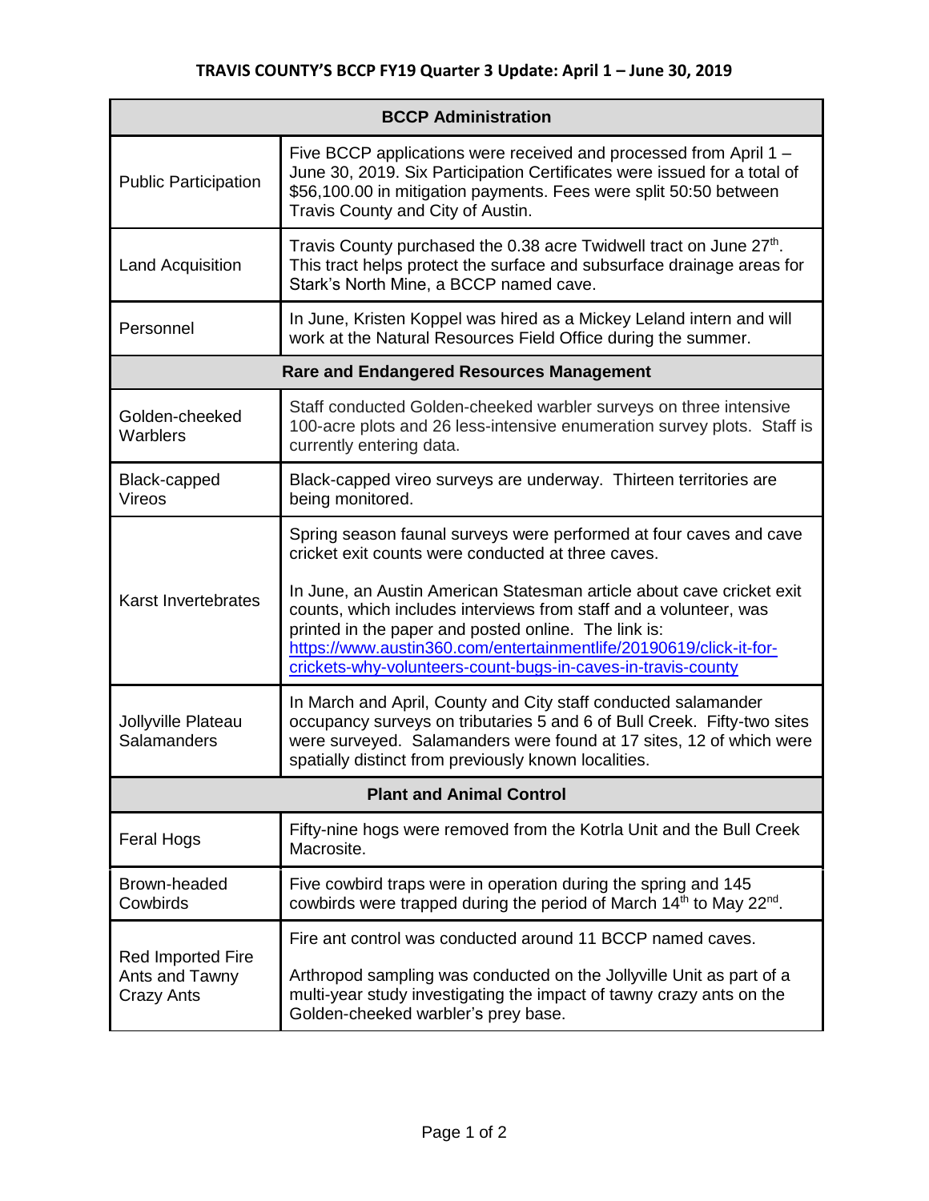# TRAVIS COUNTY'S BCCP FY19 Quarter 3 Update: April 1 – June 30, 2019

| BCCP Administration | |
|---|---|
| Public Participation | Five BCCP applications were received and processed from April 1 – June 30, 2019. Six Participation Certificates were issued for a total of $56,100.00 in mitigation payments. Fees were split 50:50 between Travis County and City of Austin. |
| Land Acquisition | Travis County purchased the 0.38 acre Twidwell tract on June 27th. This tract helps protect the surface and subsurface drainage areas for Stark's North Mine, a BCCP named cave. |
| Personnel | In June, Kristen Koppel was hired as a Mickey Leland intern and will work at the Natural Resources Field Office during the summer. |
| **Rare and Endangered Resources Management** | |
| Golden-cheeked Warblers | Staff conducted Golden-cheeked warbler surveys on three intensive 100-acre plots and 26 less-intensive enumeration survey plots. Staff is currently entering data. |
| Black-capped Vireos | Black-capped vireo surveys are underway. Thirteen territories are being monitored. |
| Karst Invertebrates | Spring season faunal surveys were performed at four caves and cave cricket exit counts were conducted at three caves.<br><br>In June, an Austin American Statesman article about cave cricket exit counts, which includes interviews from staff and a volunteer, was printed in the paper and posted online. The link is: [https://www.austin360.com/entertainmentlife/20190619/click-it-for-crickets-why-volunteers-count-bugs-in-caves-in-travis-county](https://www.austin360.com/entertainmentlife/20190619/click-it-for-crickets-why-volunteers-count-bugs-in-caves-in-travis-county) |
| Jollyville Plateau Salamanders | In March and April, County and City staff conducted salamander occupancy surveys on tributaries 5 and 6 of Bull Creek. Fifty-two sites were surveyed. Salamanders were found at 17 sites, 12 of which were spatially distinct from previously known localities. |
| **Plant and Animal Control** | |
| Feral Hogs | Fifty-nine hogs were removed from the Kotrla Unit and the Bull Creek Macrosite. |
| Brown-headed Cowbirds | Five cowbird traps were in operation during the spring and 145 cowbirds were trapped during the period of March 14th to May 22nd. |
| Red Imported Fire Ants and Tawny Crazy Ants | Fire ant control was conducted around 11 BCCP named caves.<br><br>Arthropod sampling was conducted on the Jollyville Unit as part of a multi-year study investigating the impact of tawny crazy ants on the Golden-cheeked warbler's prey base. |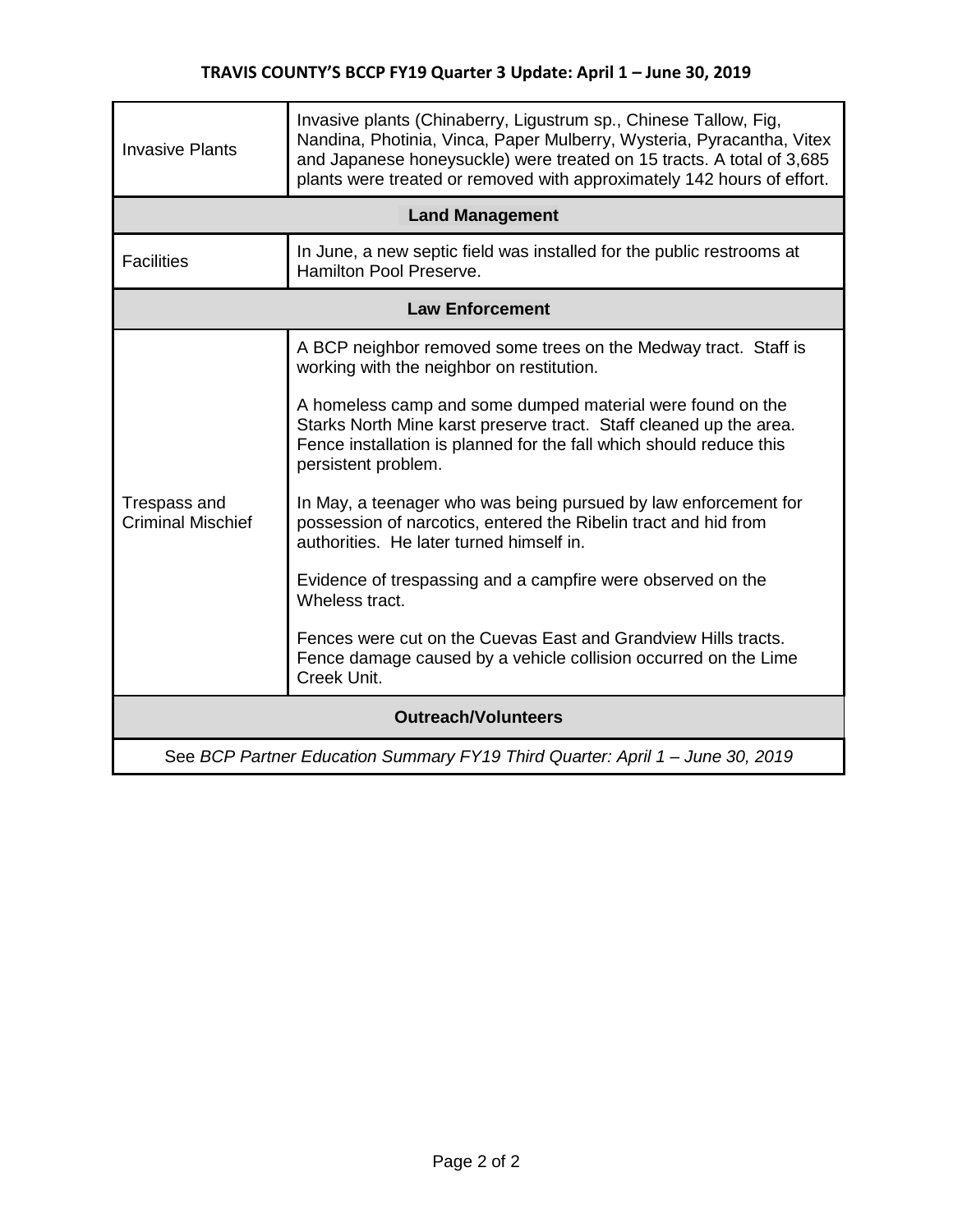## TRAVIS COUNTY'S BCCP FY19 Quarter 3 Update: April 1 – June 30, 2019

| | |
|---|---|
| Invasive Plants | Invasive plants (Chinaberry, Ligustrum sp., Chinese Tallow, Fig, Nandina, Photinia, Vinca, Paper Mulberry, Wysteria, Pyracantha, Vitex and Japanese honeysuckle) were treated on 15 tracts. A total of 3,685 plants were treated or removed with approximately 142 hours of effort. |
| **Land Management** | |
| Facilities | In June, a new septic field was installed for the public restrooms at Hamilton Pool Preserve. |
| **Law Enforcement** | |
| Trespass and Criminal Mischief | A BCP neighbor removed some trees on the Medway tract. Staff is working with the neighbor on restitution.<br><br>A homeless camp and some dumped material were found on the Starks North Mine karst preserve tract. Staff cleaned up the area. Fence installation is planned for the fall which should reduce this persistent problem.<br><br>In May, a teenager who was being pursued by law enforcement for possession of narcotics, entered the Ribelin tract and hid from authorities. He later turned himself in.<br><br>Evidence of trespassing and a campfire were observed on the Wheless tract.<br><br>Fences were cut on the Cuevas East and Grandview Hills tracts. Fence damage caused by a vehicle collision occurred on the Lime Creek Unit. |
| **Outreach/Volunteers** | |
| See *BCP Partner Education Summary FY19 Third Quarter: April 1 – June 30, 2019* | |